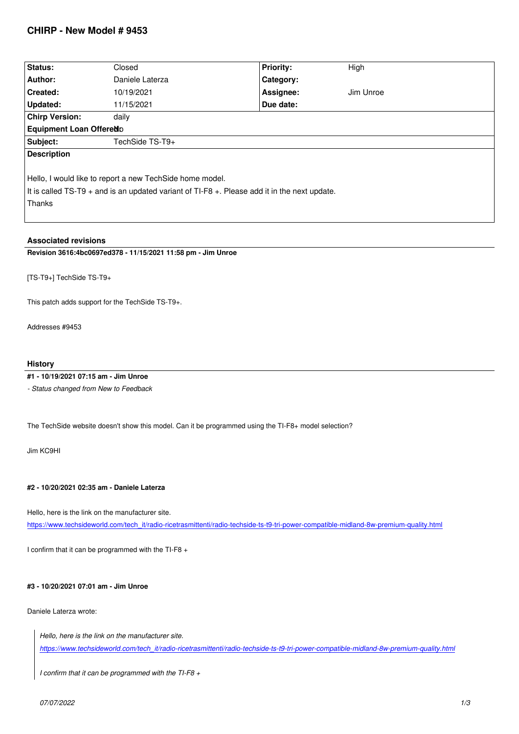# CHIRP - New Model # 9453

| Status: | Closed | Priority: | High |
|---|---|---|---|
| Author: | Daniele Laterza | Category: | |
| Created: | 10/19/2021 | Assignee: | Jim Unroe |
| Updated: | 11/15/2021 | Due date: | |
| Chirp Version: | daily | | |
| Equipment Loan Offered: | No | | |
| Subject: | TechSide TS-T9+ | | |

**Description**

Hello, I would like to report a new TechSide home model.
It is called TS-T9 + and is an updated variant of TI-F8 +. Please add it in the next update.
Thanks

## Associated revisions

**Revision 3616:4bc0697ed378 - 11/15/2021 11:58 pm - Jim Unroe**

[TS-T9+] TechSide TS-T9+

This patch adds support for the TechSide TS-T9+.

Addresses #9453

## History

**#1 - 10/19/2021 07:15 am - Jim Unroe**

*- Status changed from New to Feedback*

The TechSide website doesn't show this model. Can it be programmed using the TI-F8+ model selection?

Jim KC9HI

**#2 - 10/20/2021 02:35 am - Daniele Laterza**

Hello, here is the link on the manufacturer site.
https://www.techsideworld.com/tech_it/radio-ricetrasmittenti/radio-techside-ts-t9-tri-power-compatible-midland-8w-premium-quality.html

I confirm that it can be programmed with the TI-F8 +

**#3 - 10/20/2021 07:01 am - Jim Unroe**

Daniele Laterza wrote:

> *Hello, here is the link on the manufacturer site.*
> *https://www.techsideworld.com/tech_it/radio-ricetrasmittenti/radio-techside-ts-t9-tri-power-compatible-midland-8w-premium-quality.html*
>
> *I confirm that it can be programmed with the TI-F8 +*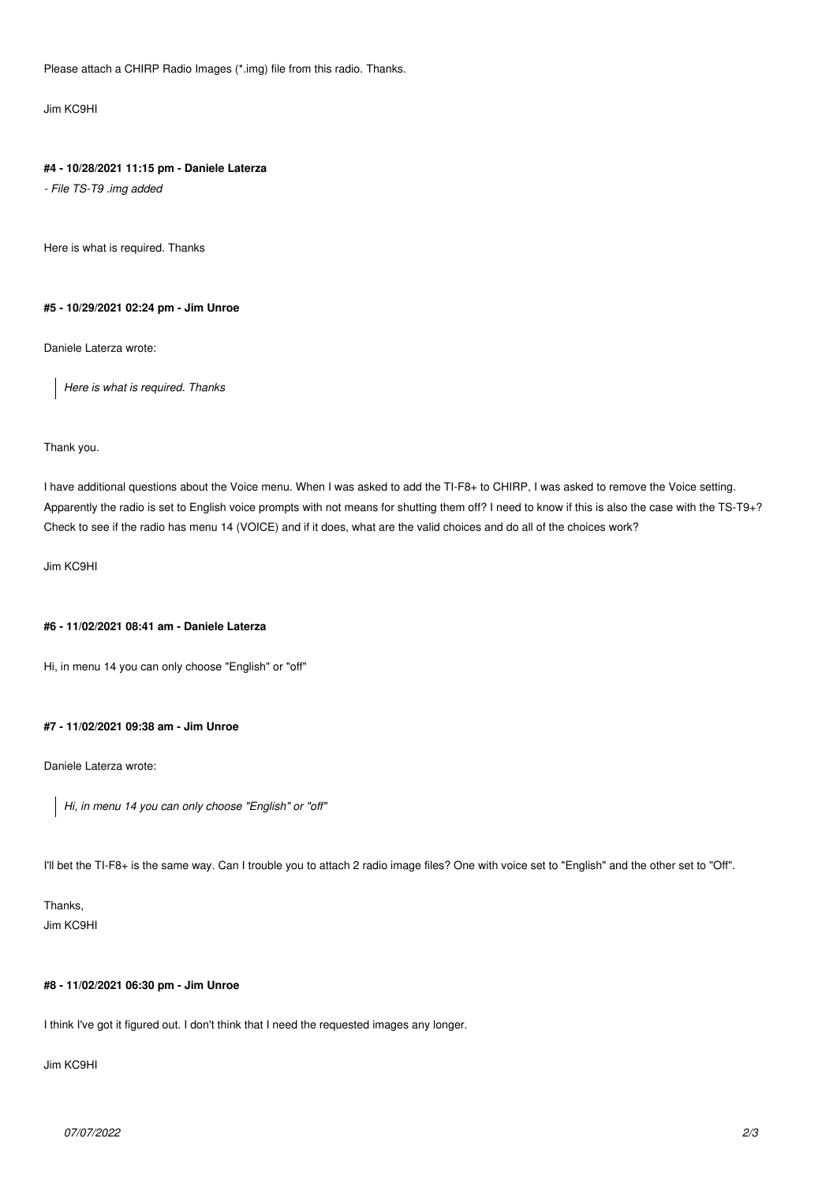Please attach a CHIRP Radio Images (*.img) file from this radio. Thanks.

Jim KC9HI

#### #4 - 10/28/2021 11:15 pm - Daniele Laterza

*- File TS-T9 .img added*

Here is what is required. Thanks

#### #5 - 10/29/2021 02:24 pm - Jim Unroe

Daniele Laterza wrote:

> *Here is what is required. Thanks*

Thank you.

I have additional questions about the Voice menu. When I was asked to add the TI-F8+ to CHIRP, I was asked to remove the Voice setting. Apparently the radio is set to English voice prompts with not means for shutting them off? I need to know if this is also the case with the TS-T9+? Check to see if the radio has menu 14 (VOICE) and if it does, what are the valid choices and do all of the choices work?

Jim KC9HI

#### #6 - 11/02/2021 08:41 am - Daniele Laterza

Hi, in menu 14 you can only choose "English" or "off"

#### #7 - 11/02/2021 09:38 am - Jim Unroe

Daniele Laterza wrote:

> *Hi, in menu 14 you can only choose "English" or "off"*

I'll bet the TI-F8+ is the same way. Can I trouble you to attach 2 radio image files? One with voice set to "English" and the other set to "Off".

Thanks,
Jim KC9HI

#### #8 - 11/02/2021 06:30 pm - Jim Unroe

I think I've got it figured out. I don't think that I need the requested images any longer.

Jim KC9HI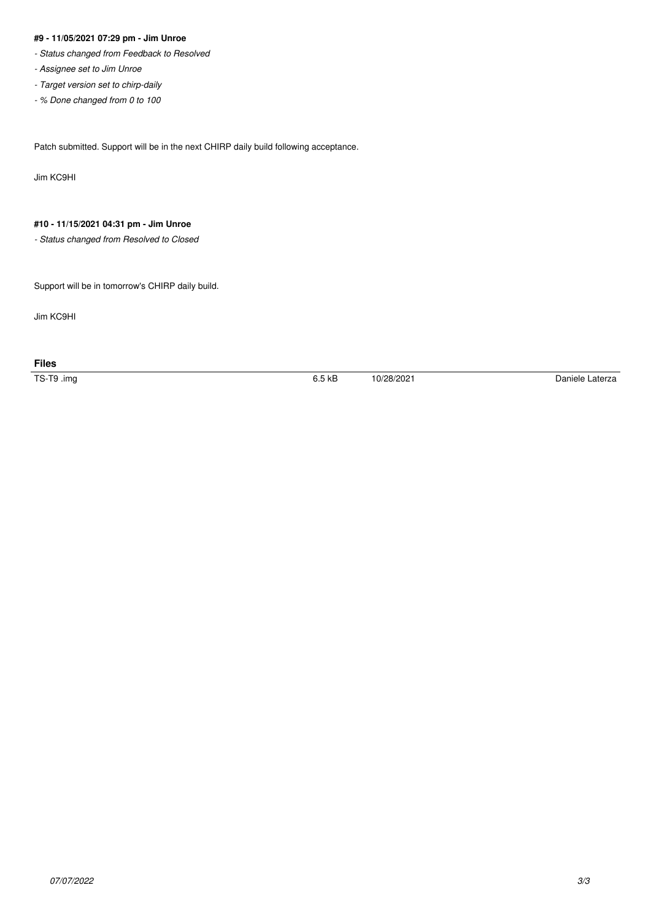**#9 - 11/05/2021 07:29 pm - Jim Unroe**

- *Status changed from Feedback to Resolved*
- *Assignee set to Jim Unroe*
- *Target version set to chirp-daily*
- *% Done changed from 0 to 100*

Patch submitted. Support will be in the next CHIRP daily build following acceptance.

Jim KC9HI

**#10 - 11/15/2021 04:31 pm - Jim Unroe**

- *Status changed from Resolved to Closed*

Support will be in tomorrow's CHIRP daily build.

Jim KC9HI

**Files**

| | | | |
|---|---|---|---|
| TS-T9 .img | 6.5 kB | 10/28/2021 | Daniele Laterza |